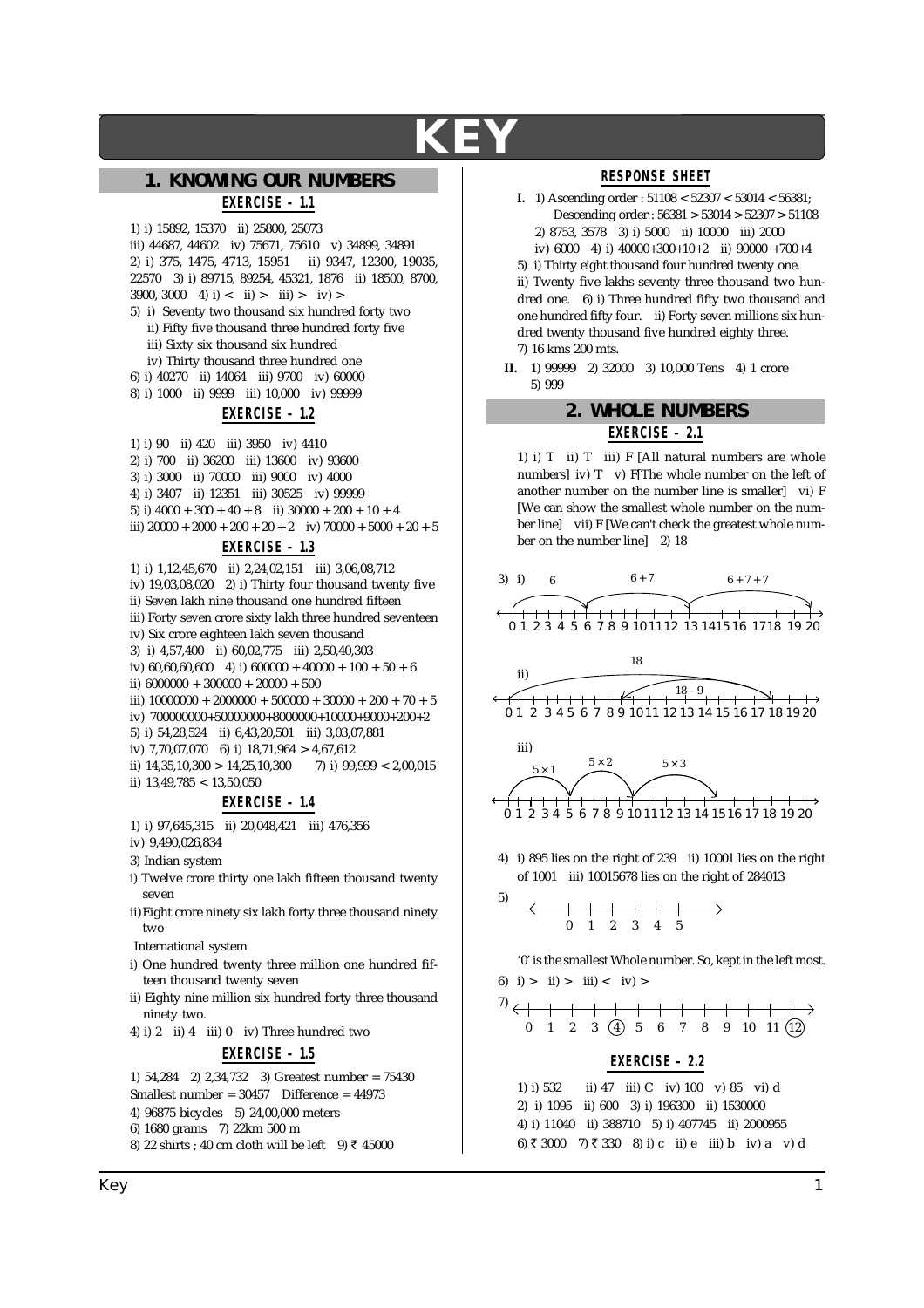# KEY

## 1. KNOWING OUR NUMBERS

### EXERCISE – 1.1

1) i) 15892, 15370 ii) 25800, 25073
iii) 44687, 44602 iv) 75671, 75610 v) 34899, 34891
2) i) 375, 1475, 4713, 15951 ii) 9347, 12300, 19035, 22570 3) i) 89715, 89254, 45321, 1876 ii) 18500, 8700, 3900, 3000 4) i) < ii) > iii) > iv) >
5) i) Seventy two thousand six hundred forty two
ii) Fifty five thousand three hundred forty five
iii) Sixty six thousand six hundred
iv) Thirty thousand three hundred one
6) i) 40270 ii) 14064 iii) 9700 iv) 60000
8) i) 1000 ii) 9999 iii) 10,000 iv) 99999

### EXERCISE – 1.2

1) i) 90 ii) 420 iii) 3950 iv) 4410
2) i) 700 ii) 36200 iii) 13600 iv) 93600
3) i) 3000 ii) 70000 iii) 9000 iv) 4000
4) i) 3407 ii) 12351 iii) 30525 iv) 99999
5) i) 4000 + 300 + 40 + 8 ii) 30000 + 200 + 10 + 4
iii) 20000 + 2000 + 200 + 20 + 2 iv) 70000 + 5000 + 20 + 5

### EXERCISE – 1.3

1) i) 1,12,45,670 ii) 2,24,02,151 iii) 3,06,08,712
iv) 19,03,08,020 2) i) Thirty four thousand twenty five
ii) Seven lakh nine thousand one hundred fifteen
iii) Forty seven crore sixty lakh three hundred seventeen
iv) Six crore eighteen lakh seven thousand
3) i) 4,57,400 ii) 60,02,775 iii) 2,50,40,303
iv) 60,60,60,600 4) i) 600000 + 40000 + 100 + 50 + 6
ii) 6000000 + 300000 + 20000 + 500
iii) 10000000 + 2000000 + 500000 + 30000 + 200 + 70 + 5
iv) 700000000+50000000+8000000+10000+9000+200+2
5) i) 54,28,524 ii) 6,43,20,501 iii) 3,03,07,881
iv) 7,70,07,070 6) i) 18,71,964 > 4,67,612
ii) 14,35,10,300 > 14,25,10,300 7) i) 99,999 < 2,00,015
ii) 13,49,785 < 13,50,050

### EXERCISE – 1.4

1) i) 97,645,315 ii) 20,048,421 iii) 476,356
iv) 9,490,026,834
3) Indian system
i) Twelve crore thirty one lakh fifteen thousand twenty seven
ii) Eight crore ninety six lakh forty three thousand ninety two

International system
i) One hundred twenty three million one hundred fifteen thousand twenty seven
ii) Eighty nine million six hundred forty three thousand ninety two.
4) i) 2 ii) 4 iii) 0 iv) Three hundred two

### EXERCISE – 1.5

1) 54,284 2) 2,34,732 3) Greatest number = 75430
Smallest number = 30457 Difference = 44973
4) 96875 bicycles 5) 24,00,000 meters
6) 1680 grams 7) 22km 500 m
8) 22 shirts ; 40 cm cloth will be left 9) ₹ 45000

### RESPONSE SHEET

**I.** 1) Ascending order : 51108 < 52307 < 53014 < 56381;
Descending order : 56381 > 53014 > 52307 > 51108
2) 8753, 3578 3) i) 5000 ii) 10000 iii) 2000
iv) 6000 4) i) 40000+300+10+2 ii) 90000 +700+4
5) i) Thirty eight thousand four hundred twenty one.
ii) Twenty five lakhs seventy three thousand two hundred one. 6) i) Three hundred fifty two thousand and one hundred fifty four. ii) Forty seven millions six hundred twenty thousand five hundred eighty three.
7) 16 kms 200 mts.

**II.** 1) 99999 2) 32000 3) 10,000 Tens 4) 1 crore
5) 999

## 2. WHOLE NUMBERS

### EXERCISE – 2.1

1) i) T ii) T iii) F [All natural numbers are whole numbers] iv) T v) F[The whole number on the left of another number on the number line is smaller] vi) F [We can show the smallest whole number on the number line] vii) F [We can't check the greatest whole number on the number line] 2) 18

3) i) Number line 0 to 20 with jumps: 6, 6 + 7, 6 + 7 + 7

ii) Number line 0 to 20 with jumps: 18, 18 – 9

iii) Number line 0 to 20 with jumps: 5 × 1, 5 × 2, 5 × 3

4) i) 895 lies on the right of 239 ii) 10001 lies on the right of 1001 iii) 10015678 lies on the right of 284013

5) Number line: 0 1 2 3 4 5

'0' is the smallest Whole number. So, kept in the left most.

6) i) > ii) > iii) < iv) >

7) Number line: 0 1 2 3 (4) 5 6 7 8 9 10 11 (12)

### EXERCISE – 2.2

1) i) 532 ii) 47 iii) C iv) 100 v) 85 vi) d
2) i) 1095 ii) 600 3) i) 196300 ii) 1530000
4) i) 11040 ii) 388710 5) i) 407745 ii) 2000955
6) ₹ 3000 7) ₹ 330 8) i) c ii) e iii) b iv) a v) d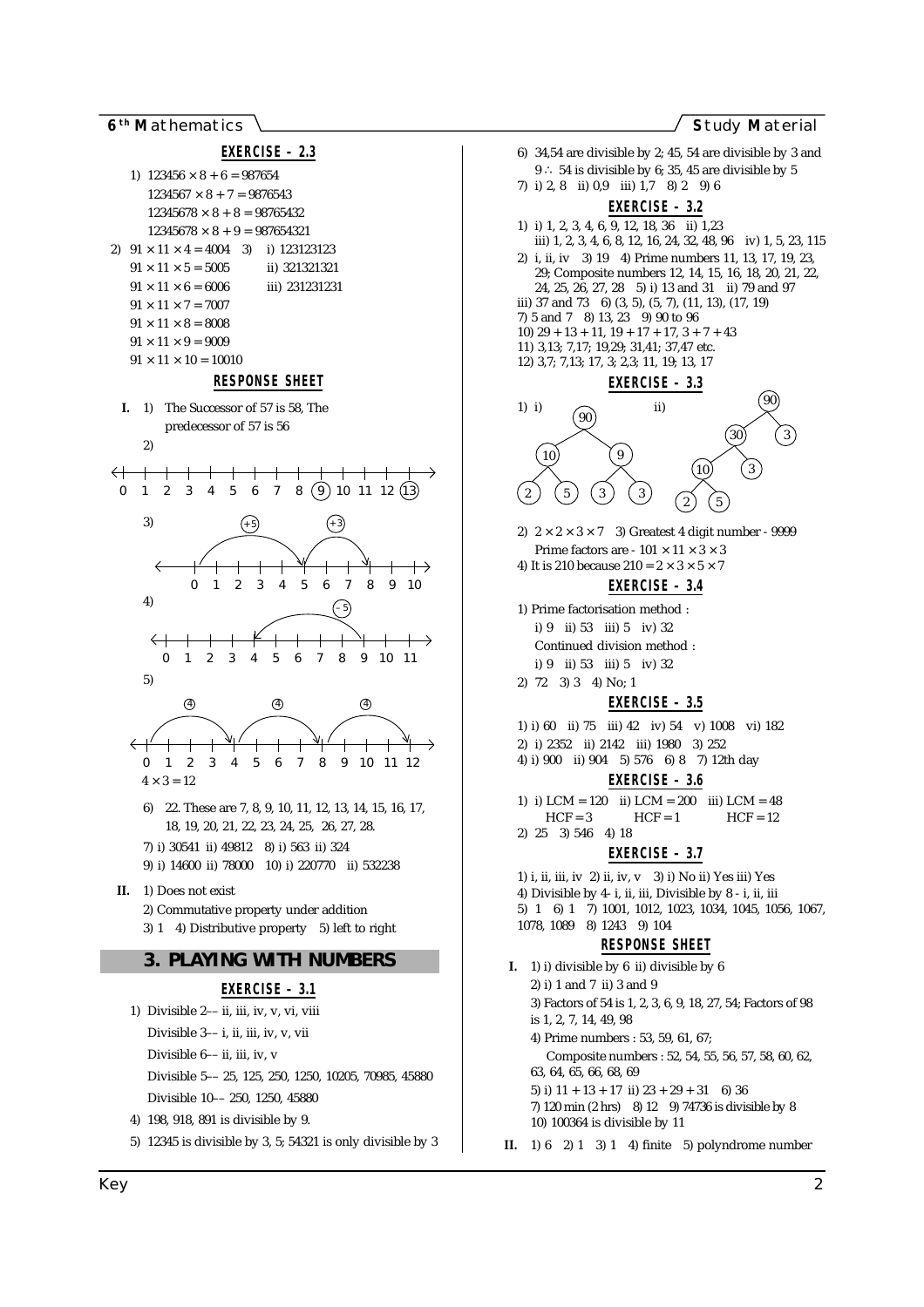## EXERCISE – 2.3

1) $123456 \times 8 + 6 = 987654$
$1234567 \times 8 + 7 = 9876543$
$12345678 \times 8 + 8 = 98765432$
$12345678 \times 8 + 9 = 987654321$

2) $91 \times 11 \times 4 = 4004$
$91 \times 11 \times 5 = 5005$
$91 \times 11 \times 6 = 6006$
$91 \times 11 \times 7 = 7007$
$91 \times 11 \times 8 = 8008$
$91 \times 11 \times 9 = 9009$
$91 \times 11 \times 10 = 10010$

3) i) 123123123
ii) 321321321
iii) 231231231

## RESPONSE SHEET

**I.** 1) The Successor of 57 is 58, The predecessor of 57 is 56

2) Number line 0 to 13 with 9 and 13 circled.

3) Number line 0 to 10: jump +5 from 0 to 5, then +3 from 5 to 8.

4) Number line 0 to 11: jump –5 from 9 to 4.

5) Number line 0 to 12: jumps of 4 from 0 to 4, 4 to 8, 8 to 12.
$4 \times 3 = 12$

6) 22. These are 7, 8, 9, 10, 11, 12, 13, 14, 15, 16, 17, 18, 19, 20, 21, 22, 23, 24, 25, 26, 27, 28.

7) i) 30541 ii) 49812 8) i) 563 ii) 324

9) i) 14600 ii) 78000 10) i) 220770 ii) 532238

**II.** 1) Does not exist

2) Commutative property under addition

3) 1 4) Distributive property 5) left to right

# 3. PLAYING WITH NUMBERS

## EXERCISE – 3.1

1) Divisible 2–– ii, iii, iv, v, vi, viii
Divisible 3–– i, ii, iii, iv, v, vii
Divisible 6–– ii, iii, iv, v
Divisible 5–– 25, 125, 250, 1250, 10205, 70985, 45880
Divisible 10–– 250, 1250, 45880

4) 198, 918, 891 is divisible by 9.

5) 12345 is divisible by 3, 5; 54321 is only divisible by 3

6) 34,54 are divisible by 2; 45, 54 are divisible by 3 and 9 $\therefore$ 54 is divisible by 6; 35, 45 are divisible by 5

7) i) 2, 8 ii) 0,9 iii) 1,7 8) 2 9) 6

## EXERCISE – 3.2

1) i) 1, 2, 3, 4, 6, 9, 12, 18, 36 ii) 1,23
iii) 1, 2, 3, 4, 6, 8, 12, 16, 24, 32, 48, 96 iv) 1, 5, 23, 115

2) i, ii, iv 3) 19 4) Prime numbers 11, 13, 17, 19, 23, 29; Composite numbers 12, 14, 15, 16, 18, 20, 21, 22, 24, 25, 26, 27, 28 5) i) 13 and 31 ii) 79 and 97
iii) 37 and 73 6) (3, 5), (5, 7), (11, 13), (17, 19)
7) 5 and 7 8) 13, 23 9) 90 to 96
10) 29 + 13 + 11, 19 + 17 + 17, 3 + 7 + 43
11) 3,13; 7,17; 19,29; 31,41; 37,47 etc.
12) 3,7; 7,13; 17, 3; 2,3; 11, 19; 13, 17

## EXERCISE – 3.3

1) i) Factor tree: 90 → 10, 9; 10 → 2, 5; 9 → 3, 3
ii) Factor tree: 90 → 30, 3; 30 → 10, 3; 10 → 2, 5

2) $2 \times 2 \times 3 \times 7$ 3) Greatest 4 digit number - 9999
Prime factors are - $101 \times 11 \times 3 \times 3$

4) It is 210 because $210 = 2 \times 3 \times 5 \times 7$

## EXERCISE – 3.4

1) Prime factorisation method :
i) 9 ii) 53 iii) 5 iv) 32
Continued division method :
i) 9 ii) 53 iii) 5 iv) 32

2) 72 3) 3 4) No; 1

## EXERCISE – 3.5

1) i) 60 ii) 75 iii) 42 iv) 54 v) 1008 vi) 182
2) i) 2352 ii) 2142 iii) 1980 3) 252
4) i) 900 ii) 904 5) 576 6) 8 7) 12th day

## EXERCISE – 3.6

1) i) LCM = 120, HCF = 3 ii) LCM = 200, HCF = 1 iii) LCM = 48, HCF = 12
2) 25 3) 546 4) 18

## EXERCISE – 3.7

1) i, ii, iii, iv 2) ii, iv, v 3) i) No ii) Yes iii) Yes
4) Divisible by 4- i, ii, iii, Divisible by 8 - i, ii, iii
5) 1 6) 1 7) 1001, 1012, 1023, 1034, 1045, 1056, 1067, 1078, 1089 8) 1243 9) 104

## RESPONSE SHEET

**I.** 1) i) divisible by 6 ii) divisible by 6

2) i) 1 and 7 ii) 3 and 9

3) Factors of 54 is 1, 2, 3, 6, 9, 18, 27, 54; Factors of 98 is 1, 2, 7, 14, 49, 98

4) Prime numbers : 53, 59, 61, 67;
Composite numbers : 52, 54, 55, 56, 57, 58, 60, 62, 63, 64, 65, 66, 68, 69

5) i) 11 + 13 + 17 ii) 23 + 29 + 31 6) 36

7) 120 min (2 hrs) 8) 12 9) 74736 is divisible by 8

10) 100364 is divisible by 11

**II.** 1) 6 2) 1 3) 1 4) finite 5) polyndrome number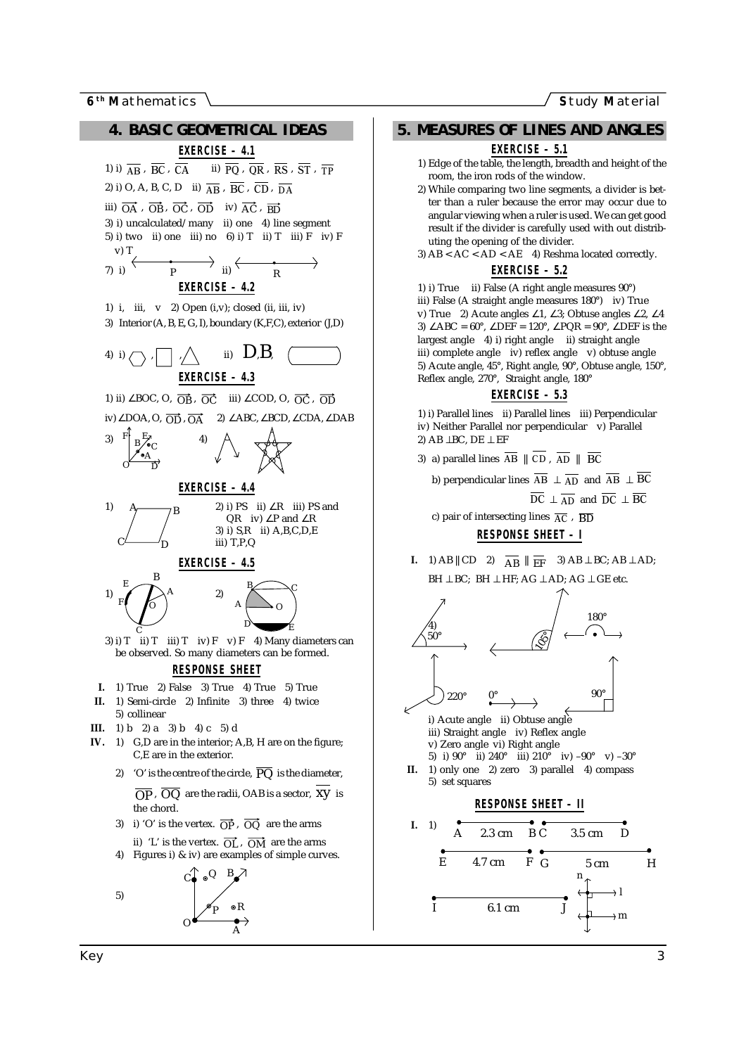# 4. BASIC GEOMETRICAL IDEAS

## EXERCISE - 4.1

1) i) $\overline{AB}$, $\overline{BC}$, $\overline{CA}$ ii) $\overline{PQ}$, $\overline{QR}$, $\overline{RS}$, $\overline{ST}$, $\overline{TP}$

2) i) O, A, B, C, D ii) $\overline{AB}$, $\overline{BC}$, $\overline{CD}$, $\overline{DA}$

iii) $\overrightarrow{OA}$, $\overrightarrow{OB}$, $\overrightarrow{OC}$, $\overrightarrow{OD}$ iv) $\overrightarrow{AC}$, $\overrightarrow{BD}$

3) i) uncalculated/many ii) one 4) line segment

5) i) two ii) one iii) no 6) i) T ii) T iii) F iv) F v) T

7) i) P ii) R

## EXERCISE - 4.2

1) i, iii, v 2) Open (i,v); closed (ii, iii, iv)

3) Interior (A, B, E, G, I), boundary (K,F,C), exterior (J,D)

4) i) ii) D,B,

## EXERCISE - 4.3

1) ii) ∠BOC, O, $\overrightarrow{OB}$, $\overrightarrow{OC}$ iii) ∠COD, O, $\overrightarrow{OC}$, $\overrightarrow{OD}$

iv) ∠DOA, O, $\overrightarrow{OD}$, $\overrightarrow{OA}$ 2) ∠ABC, ∠BCD, ∠CDA, ∠DAB

3) 4)

## EXERCISE - 4.4

1)

2) i) PS ii) ∠R iii) PS and QR iv) ∠P and ∠R

3) i) S,R ii) A,B,C,D,E iii) T,P,Q

## EXERCISE - 4.5

1) 2)

3) i) T ii) T iii) T iv) F v) F 4) Many diameters can be observed. So many diameters can be formed.

## RESPONSE SHEET

**I.** 1) True 2) False 3) True 4) True 5) True

**II.** 1) Semi-circle 2) Infinite 3) three 4) twice 5) collinear

**III.** 1) b 2) a 3) b 4) c 5) d

**IV.** 1) G,D are in the interior; A,B, H are on the figure; C,E are in the exterior.

2) 'O' is the centre of the circle, $\overline{PQ}$ is the diameter, $\overline{OP}$, $\overline{OQ}$ are the radii, OAB is a sector, $\overline{XY}$ is the chord.

3) i) 'O' is the vertex. $\overrightarrow{OP}$, $\overrightarrow{OQ}$ are the arms

ii) 'L' is the vertex. $\overrightarrow{OL}$, $\overrightarrow{OM}$ are the arms

4) Figures i) & iv) are examples of simple curves.

5)

# 5. MEASURES OF LINES AND ANGLES

## EXERCISE - 5.1

1) Edge of the table, the length, breadth and height of the room, the iron rods of the window.

2) While comparing two line segments, a divider is better than a ruler because the error may occur due to angular viewing when a ruler is used. We can get good result if the divider is carefully used with out distributing the opening of the divider.

3) AB < AC < AD < AE 4) Reshma located correctly.

## EXERCISE - 5.2

1) i) True ii) False (A right angle measures 90°) iii) False (A straight angle measures 180°) iv) True v) True 2) Acute angles ∠1, ∠3; Obtuse angles ∠2, ∠4

3) ∠ABC = 60°, ∠DEF = 120°, ∠PQR = 90°, ∠DEF is the largest angle 4) i) right angle ii) straight angle iii) complete angle iv) reflex angle v) obtuse angle

5) Acute angle, 45°, Right angle, 90°, Obtuse angle, 150°, Reflex angle, 270°, Straight angle, 180°

## EXERCISE - 5.3

1) i) Parallel lines ii) Parallel lines iii) Perpendicular iv) Neither Parallel nor perpendicular v) Parallel

2) AB ⊥BC, DE ⊥ EF

3) a) parallel lines $\overline{AB} \parallel \overline{CD}$, $\overline{AD} \parallel \overline{BC}$

b) perpendicular lines $\overline{AB} \perp \overline{AD}$ and $\overline{AB} \perp \overline{BC}$

$\overline{DC} \perp \overline{AD}$ and $\overline{DC} \perp \overline{BC}$

c) pair of intersecting lines $\overline{AC}$, $\overline{BD}$

## RESPONSE SHEET - I

**I.** 1) AB ∥ CD 2) $\overline{AB} \parallel \overline{EF}$ 3) AB ⊥ BC; AB ⊥ AD; BH ⊥ BC; BH ⊥ HF; AG ⊥ AD; AG ⊥ GE etc.

4) 50° 105° 180° 220° 0° 90°

i) Acute angle ii) Obtuse angle iii) Straight angle iv) Reflex angle v) Zero angle vi) Right angle

5) i) 90° ii) 240° iii) 210° iv) –90° v) –30°

**II.** 1) only one 2) zero 3) parallel 4) compass 5) set squares

## RESPONSE SHEET - II

**I.** 1) A 2.3 cm B C 3.5 cm D

E 4.7 cm F G 5 cm H

I 6.1 cm J n l m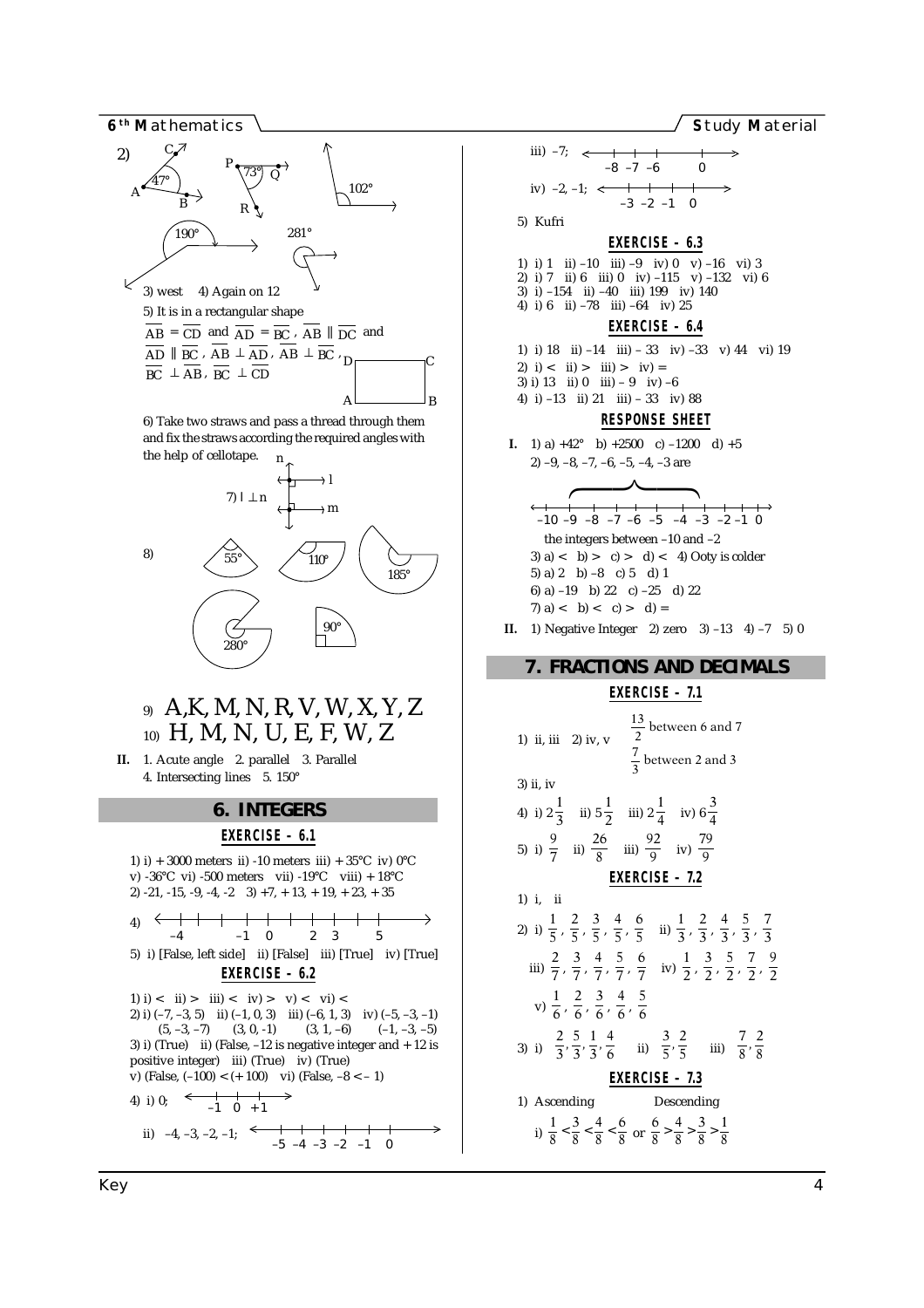2) (figures of angles: ∠CAB = 47°, ∠PQR = 73°, 102°, 190°, 281°)

3) west 4) Again on 12

5) It is in a rectangular shape

$\overline{AB} = \overline{CD}$ and $\overline{AD} = \overline{BC}$, $\overline{AB} \parallel \overline{DC}$ and $\overline{AD} \parallel \overline{BC}$, $\overline{AB} \perp \overline{AD}$, $\overline{AB} \perp \overline{BC}$, $\overline{BC} \perp \overline{AB}$, $\overline{BC} \perp \overline{CD}$

6) Take two straws and pass a thread through them and fix the straws according the required angles with the help of cellotape.

7) $l \perp n$

8) (figures: 55°, 110°, 185°, 280°, 90°)

9) A, K, M, N, R, V, W, X, Y, Z

10) H, M, N, U, E, F, W, Z

**II.** 1. Acute angle 2. parallel 3. Parallel 4. Intersecting lines 5. 150°

## 6. INTEGERS

### EXERCISE – 6.1

1) i) + 3000 meters ii) -10 meters iii) + 35°C iv) 0°C v) -36°C vi) -500 meters vii) -19°C viii) + 18°C

2) -21, -15, -9, -4, -2 3) +7, + 13, + 19, + 23, + 35

4) (number line: –4, –1, 0, 2, 3, 5)

5) i) [False, left side] ii) [False] iii) [True] iv) [True]

### EXERCISE – 6.2

1) i) < ii) > iii) < iv) > v) < vi) <

2) i) (–7, –3, 5) ii) (–1, 0, 3) iii) (–6, 1, 3) iv) (–5, –3, –1)
   (5, –3, –7) (3, 0, -1) (3, 1, –6) (–1, –3, –5)

3) i) (True) ii) (False, –12 is negative integer and + 12 is positive integer) iii) (True) iv) (True) v) (False, (–100) < (+ 100) vi) (False, –8 < – 1)

4) i) 0; (number line: –1, 0, +1)

ii) –4, –3, –2, –1; (number line: –5, –4, –3, –2, –1, 0)

iii) –7; (number line: –8, –7, –6, 0)

iv) –2, –1; (number line: –3, –2, –1, 0)

5) Kufri

### EXERCISE – 6.3

1) i) 1 ii) –10 iii) –9 iv) 0 v) –16 vi) 3
2) i) 7 ii) 6 iii) 0 iv) –115 v) –132 vi) 6
3) i) –154 ii) –40 iii) 199 iv) 140
4) i) 6 ii) –78 iii) –64 iv) 25

### EXERCISE – 6.4

1) i) 18 ii) –14 iii) – 33 iv) –33 v) 44 vi) 19
2) i) < ii) > iii) > iv) =
3) i) 13 ii) 0 iii) – 9 iv) –6
4) i) –13 ii) 21 iii) – 33 iv) 88

### RESPONSE SHEET

**I.** 1) a) +42° b) +2500 c) –1200 d) +5

2) –9, –8, –7, –6, –5, –4, –3 are (number line: –10 to 0) the integers between –10 and –2

3) a) < b) > c) > d) < 4) Ooty is colder

5) a) 2 b) –8 c) 5 d) 1

6) a) –19 b) 22 c) –25 d) 22

7) a) < b) < c) > d) =

**II.** 1) Negative Integer 2) zero 3) –13 4) –7 5) 0

## 7. FRACTIONS AND DECIMALS

### EXERCISE – 7.1

1) ii, iii 2) iv, v $\frac{13}{2}$ between 6 and 7, $\frac{7}{3}$ between 2 and 3

3) ii, iv

4) i) $2\frac{1}{3}$ ii) $5\frac{1}{2}$ iii) $2\frac{1}{4}$ iv) $6\frac{3}{4}$

5) i) $\frac{9}{7}$ ii) $\frac{26}{8}$ iii) $\frac{92}{9}$ iv) $\frac{79}{9}$

### EXERCISE – 7.2

1) i, ii

2) i) $\frac{1}{5}, \frac{2}{5}, \frac{3}{5}, \frac{4}{5}, \frac{6}{5}$ ii) $\frac{1}{3}, \frac{2}{3}, \frac{4}{3}, \frac{5}{3}, \frac{7}{3}$

iii) $\frac{2}{7}, \frac{3}{7}, \frac{4}{7}, \frac{5}{7}, \frac{6}{7}$ iv) $\frac{1}{2}, \frac{3}{2}, \frac{5}{2}, \frac{7}{2}, \frac{9}{2}$

v) $\frac{1}{6}, \frac{2}{6}, \frac{3}{6}, \frac{4}{6}, \frac{5}{6}$

3) i) $\frac{2}{3}, \frac{5}{3}, \frac{1}{3}, \frac{4}{6}$ ii) $\frac{3}{5}, \frac{2}{5}$ iii) $\frac{7}{8}, \frac{2}{8}$

### EXERCISE – 7.3

1) Ascending Descending

i) $\frac{1}{8} < \frac{3}{8} < \frac{4}{8} < \frac{6}{8}$ or $\frac{6}{8} > \frac{4}{8} > \frac{3}{8} > \frac{1}{8}$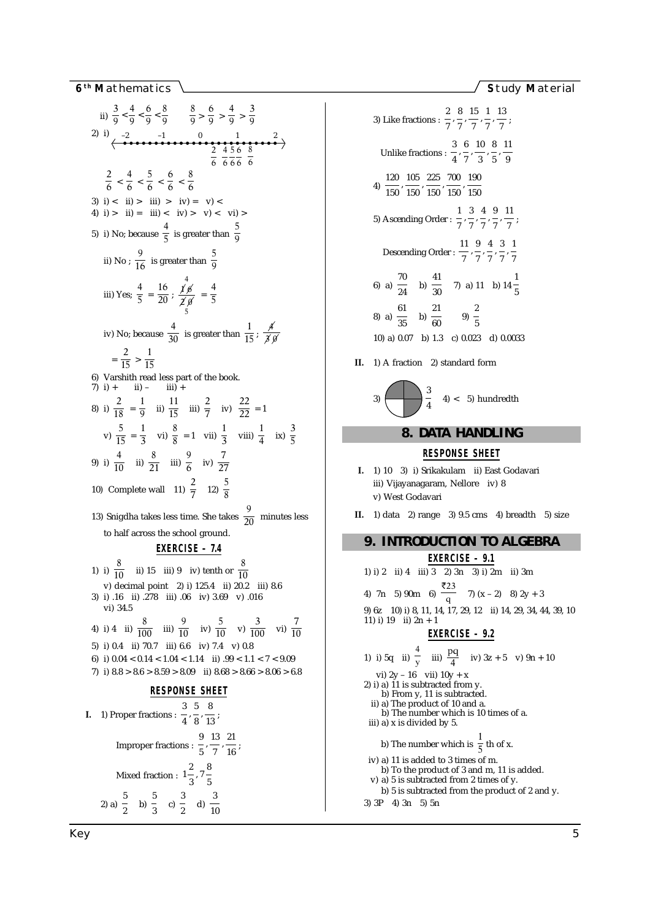ii) $\frac{3}{9} < \frac{4}{9} < \frac{6}{9} < \frac{8}{9}$ $\frac{8}{9} > \frac{6}{9} > \frac{4}{9} > \frac{3}{9}$

2) i) (number line from –2 to 2 with points $\frac{2}{6}$, $\frac{4}{6}$, $\frac{5}{6}$, $\frac{6}{6}$, $\frac{8}{6}$)

$\frac{2}{6} < \frac{4}{6} < \frac{5}{6} < \frac{6}{6} < \frac{8}{6}$

3) i) < ii) > iii) > iv) = v) <

4) i) > ii) = iii) < iv) > v) < vi) >

5) i) No; because $\frac{4}{5}$ is greater than $\frac{5}{9}$

ii) No ; $\frac{9}{16}$ is greater than $\frac{5}{9}$

iii) Yes; $\frac{4}{5} = \frac{16}{20}$ ; $\frac{16}{20} = \frac{4}{5}$

iv) No; because $\frac{4}{30}$ is greater than $\frac{1}{15}$ ; $\frac{4}{30}$

$= \frac{2}{15} > \frac{1}{15}$

6) Varshith read less part of the book.

7) i) + ii) – iii) +

8) i) $\frac{2}{18} = \frac{1}{9}$ ii) $\frac{11}{15}$ iii) $\frac{2}{7}$ iv) $\frac{22}{22} = 1$

v) $\frac{5}{15} = \frac{1}{3}$ vi) $\frac{8}{8} = 1$ vii) $\frac{1}{3}$ viii) $\frac{1}{4}$ ix) $\frac{3}{5}$

9) i) $\frac{4}{10}$ ii) $\frac{8}{21}$ iii) $\frac{9}{6}$ iv) $\frac{7}{27}$

10) Complete wall 11) $\frac{2}{7}$ 12) $\frac{5}{8}$

13) Snigdha takes less time. She takes $\frac{9}{20}$ minutes less to half across the school ground.

### EXERCISE – 7.4

1) i) $\frac{8}{10}$ ii) 15 iii) 9 iv) tenth or $\frac{8}{10}$

v) decimal point 2) i) 125.4 ii) 20.2 iii) 8.6

3) i) .16 ii) .278 iii) .06 iv) 3.69 v) .016 vi) 34.5

4) i) 4 ii) $\frac{8}{100}$ iii) $\frac{9}{10}$ iv) $\frac{5}{10}$ v) $\frac{3}{100}$ vi) $\frac{7}{10}$

5) i) 0.4 ii) 70.7 iii) 6.6 iv) 7.4 v) 0.8

6) i) 0.04 < 0.14 < 1.04 < 1.14 ii) .99 < 1.1 < 7 < 9.09

7) i) 8.8 > 8.6 > 8.59 > 8.09 ii) 8.68 > 8.66 > 8.06 > 6.8

### RESPONSE SHEET

**I.** 1) Proper fractions : $\frac{3}{4}, \frac{5}{8}, \frac{8}{13}$ ;

Improper fractions : $\frac{9}{5}, \frac{13}{7}, \frac{21}{16}$ ;

Mixed fraction : $1\frac{2}{3}, 7\frac{8}{5}$

2) a) $\frac{5}{2}$ b) $\frac{5}{3}$ c) $\frac{3}{2}$ d) $\frac{3}{10}$

3) Like fractions : $\frac{2}{7}, \frac{8}{7}, \frac{15}{7}, \frac{1}{7}, \frac{13}{7}$ ;

Unlike fractions : $\frac{3}{4}, \frac{6}{7}, \frac{10}{3}, \frac{8}{5}, \frac{11}{9}$

4) $\frac{120}{150}, \frac{105}{150}, \frac{225}{150}, \frac{700}{150}, \frac{190}{150}$

5) Ascending Order : $\frac{1}{7}, \frac{3}{7}, \frac{4}{7}, \frac{9}{7}, \frac{11}{7}$ ;

Descending Order : $\frac{11}{7}, \frac{9}{7}, \frac{4}{7}, \frac{3}{7}, \frac{1}{7}$

6) a) $\frac{70}{24}$ b) $\frac{41}{30}$ 7) a) 11 b) $14\frac{1}{5}$

8) a) $\frac{61}{35}$ b) $\frac{21}{60}$ 9) $\frac{2}{5}$

10) a) 0.07 b) 1.3 c) 0.023 d) 0.0033

**II.** 1) A fraction 2) standard form

3) (circle with three of four quarters shaded) $\frac{3}{4}$ 4) < 5) hundredth

## 8. DATA HANDLING

### RESPONSE SHEET

**I.** 1) 10 3) i) Srikakulam ii) East Godavari iii) Vijayanagaram, Nellore iv) 8 v) West Godavari

**II.** 1) data 2) range 3) 9.5 cms 4) breadth 5) size

## 9. INTRODUCTION TO ALGEBRA

### EXERCISE – 9.1

1) i) 2 ii) 4 iii) 3 2) 3n 3) i) 2m ii) 3m

4) 7n 5) 90m 6) $\frac{₹23}{q}$ 7) (x – 2) 8) 2y + 3

9) 6z 10) i) 8, 11, 14, 17, 29, 12 ii) 14, 29, 34, 44, 39, 10

11) i) 19 ii) 2n + 1

### EXERCISE – 9.2

1) i) 5q ii) $\frac{4}{y}$ iii) $\frac{pq}{4}$ iv) 3z + 5 v) 9n + 10

vi) 2y – 16 vii) 10y + x

2) i) a) 11 is subtracted from y.
b) From y, 11 is subtracted.

ii) a) The product of 10 and a.
b) The number which is 10 times of a.

iii) a) x is divided by 5.
b) The number which is $\frac{1}{5}$ th of x.

iv) a) 11 is added to 3 times of m.
b) To the product of 3 and m, 11 is added.

v) a) 5 is subtracted from 2 times of y.
b) 5 is subtracted from the product of 2 and y.

3) 3P 4) 3n 5) 5n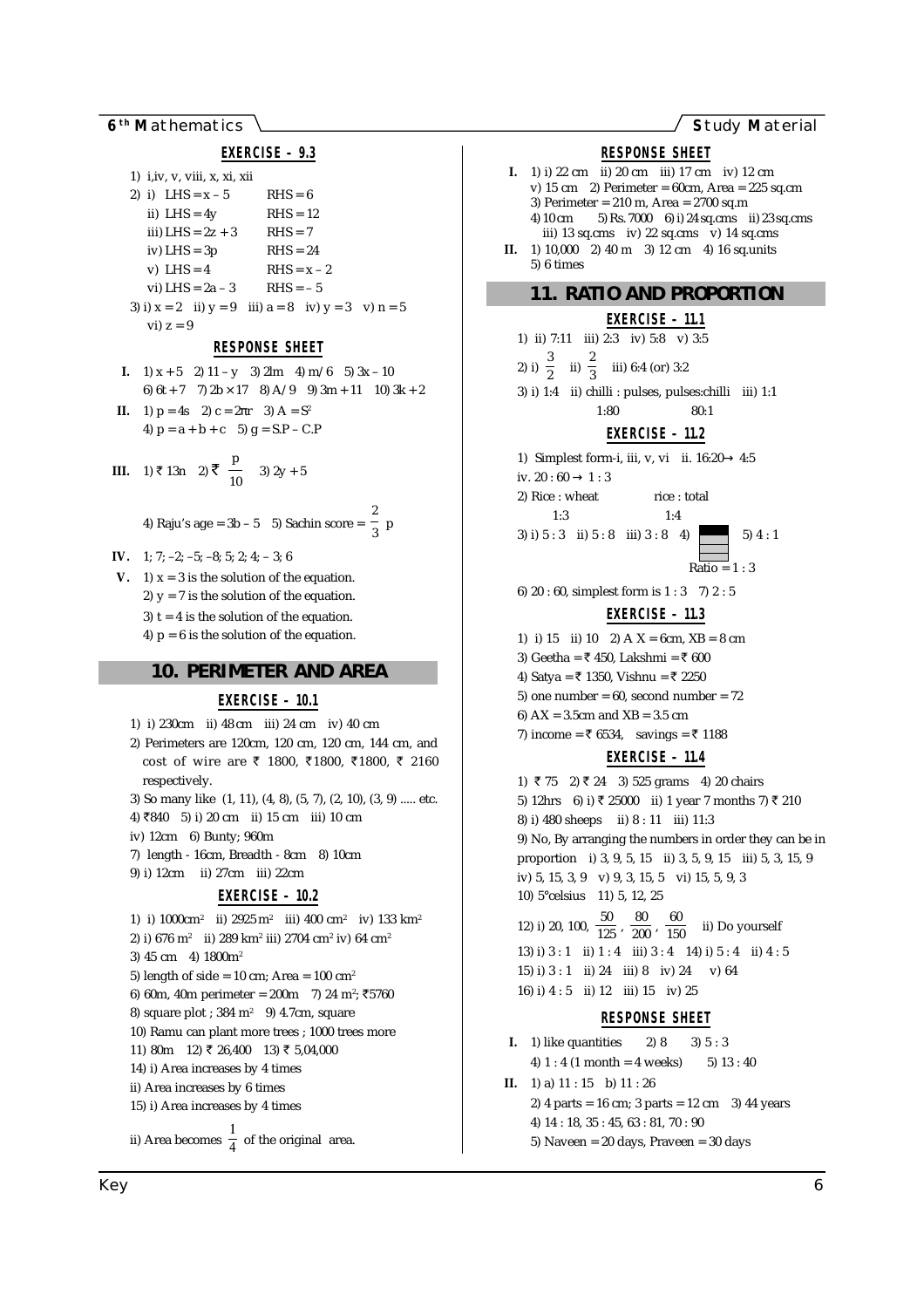### EXERCISE – 9.3

1) i,iv, v, viii, x, xi, xii

2) i) LHS = $x - 5$ RHS = 6
   ii) LHS = $4y$ RHS = 12
   iii) LHS = $2z + 3$ RHS = 7
   iv) LHS = $3p$ RHS = 24
   v) LHS = 4 RHS = $x - 2$
   vi) LHS = $2a - 3$ RHS = $-5$

3) i) $x = 2$ ii) $y = 9$ iii) $a = 8$ iv) $y = 3$ v) $n = 5$
   vi) $z = 9$

### RESPONSE SHEET

**I.** 1) $x + 5$ 2) $11 - y$ 3) $2lm$ 4) $m/6$ 5) $3x - 10$
6) $6t + 7$ 7) $2b \times 17$ 8) $A/9$ 9) $3m + 11$ 10) $3k + 2$

**II.** 1) $p = 4s$ 2) $c = 2\pi r$ 3) $A = S^2$
4) $p = a + b + c$ 5) $g = S.P - C.P$

**III.** 1) ₹ 13n 2) ₹ $\frac{p}{10}$ 3) $2y + 5$

4) Raju's age = $3b - 5$ 5) Sachin score = $\frac{2}{3}$ p

**IV.** 1; 7; –2; –5; –8; 5; 2; 4; – 3; 6

**V.** 1) $x = 3$ is the solution of the equation.
2) $y = 7$ is the solution of the equation.
3) $t = 4$ is the solution of the equation.
4) $p = 6$ is the solution of the equation.

## 10. PERIMETER AND AREA

### EXERCISE – 10.1

1) i) 230cm ii) 48 cm iii) 24 cm iv) 40 cm

2) Perimeters are 120cm, 120 cm, 120 cm, 144 cm, and cost of wire are ₹ 1800, ₹1800, ₹1800, ₹ 2160 respectively.

3) So many like (1, 11), (4, 8), (5, 7), (2, 10), (3, 9) ..... etc.

4) ₹840 5) i) 20 cm ii) 15 cm iii) 10 cm

iv) 12cm 6) Bunty; 960m

7) length - 16cm, Breadth - 8cm 8) 10cm

9) i) 12cm ii) 27cm iii) 22cm

### EXERCISE – 10.2

1) i) 1000$cm^2$ ii) 2925 $m^2$ iii) 400 $cm^2$ iv) 133 $km^2$

2) i) 676 $m^2$ ii) 289 $km^2$ iii) 2704 $cm^2$ iv) 64 $cm^2$

3) 45 cm 4) 1800$m^2$

5) length of side = 10 cm; Area = 100 $cm^2$

6) 60m, 40m perimeter = 200m 7) 24 $m^2$; ₹5760

8) square plot ; 384 $m^2$ 9) 4.7cm, square

10) Ramu can plant more trees ; 1000 trees more

11) 80m 12) ₹ 26,400 13) ₹ 5,04,000

14) i) Area increases by 4 times

ii) Area increases by 6 times

15) i) Area increases by 4 times

ii) Area becomes $\frac{1}{4}$ of the original area.

### RESPONSE SHEET

**I.** 1) i) 22 cm ii) 20 cm iii) 17 cm iv) 12 cm
v) 15 cm 2) Perimeter = 60cm, Area = 225 sq.cm
3) Perimeter = 210 m, Area = 2700 sq.m
4) 10cm 5) Rs. 7000 6) i) 24 sq.cms ii) 23 sq.cms
iii) 13 sq.cms iv) 22 sq.cms v) 14 sq.cms

**II.** 1) 10,000 2) 40 m 3) 12 cm 4) 16 sq.units
5) 6 times

## 11. RATIO AND PROPORTION

### EXERCISE – 11.1

1) ii) 7:11 iii) 2:3 iv) 5:8 v) 3:5

2) i) $\frac{3}{2}$ ii) $\frac{2}{3}$ iii) 6:4 (or) 3:2

3) i) 1:4 ii) chilli : pulses, pulses:chilli iii) 1:1
1:80 80:1

### EXERCISE – 11.2

1) Simplest form-i, iii, v, vi ii. 16:20 → 4:5
iv. 20 : 60 → 1 : 3

2) Rice : wheat rice : total
1:3 1:4

3) i) 5 : 3 ii) 5 : 8 iii) 3 : 8 4) Ratio = 1 : 3 5) 4 : 1

6) 20 : 60, simplest form is 1 : 3 7) 2 : 5

### EXERCISE – 11.3

1) i) 15 ii) 10 2) A X = 6cm, XB = 8 cm

3) Geetha = ₹ 450, Lakshmi = ₹ 600

4) Satya = ₹ 1350, Vishnu = ₹ 2250

5) one number = 60, second number = 72

6) AX = 3.5cm and XB = 3.5 cm

7) income = ₹ 6534, savings = ₹ 1188

### EXERCISE – 11.4

1) ₹ 75 2) ₹ 24 3) 525 grams 4) 20 chairs

5) 12hrs 6) i) ₹ 25000 ii) 1 year 7 months 7) ₹ 210

8) i) 480 sheeps ii) 8 : 11 iii) 11:3

9) No, By arranging the numbers in order they can be in proportion i) 3, 9, 5, 15 ii) 3, 5, 9, 15 iii) 5, 3, 15, 9 iv) 5, 15, 3, 9 v) 9, 3, 15, 5 vi) 15, 5, 9, 3

10) 5°celsius 11) 5, 12, 25

12) i) 20, 100, $\frac{50}{125}$, $\frac{80}{200}$, $\frac{60}{150}$ ii) Do yourself

13) i) 3 : 1 ii) 1 : 4 iii) 3 : 4 14) i) 5 : 4 ii) 4 : 5

15) i) 3 : 1 ii) 24 iii) 8 iv) 24 v) 64

16) i) 4 : 5 ii) 12 iii) 15 iv) 25

### RESPONSE SHEET

**I.** 1) like quantities 2) 8 3) 5 : 3
4) 1 : 4 (1 month = 4 weeks) 5) 13 : 40

**II.** 1) a) 11 : 15 b) 11 : 26
2) 4 parts = 16 cm; 3 parts = 12 cm 3) 44 years
4) 14 : 18, 35 : 45, 63 : 81, 70 : 90
5) Naveen = 20 days, Praveen = 30 days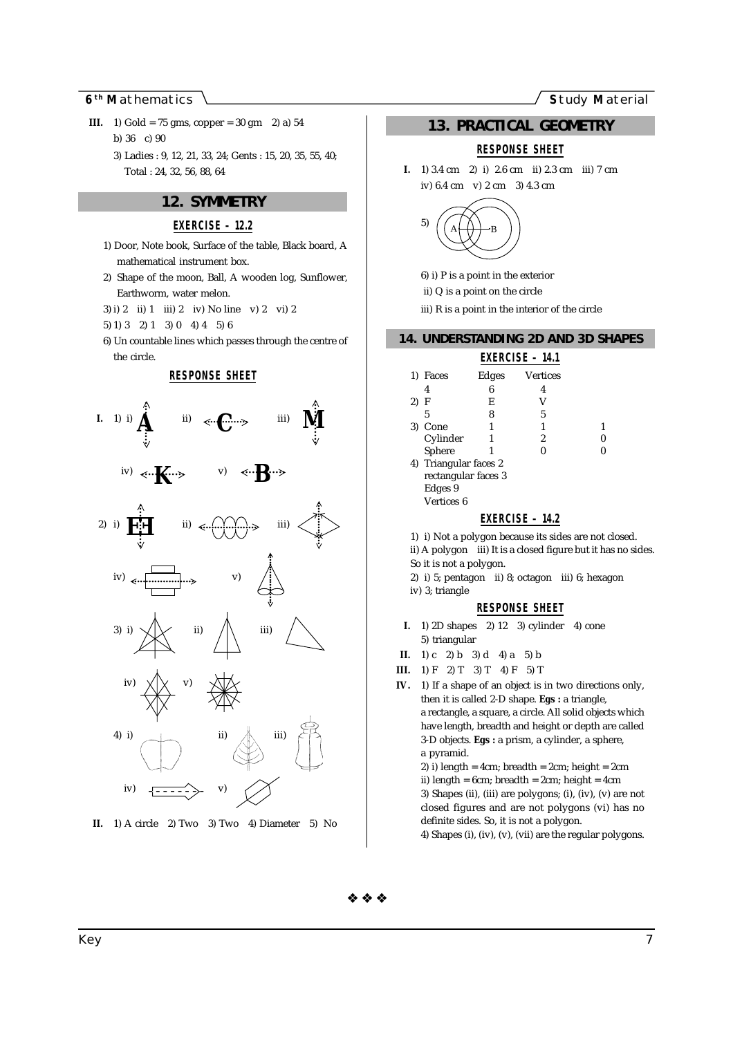**III.** 1) Gold = 75 gms, copper = 30 gm 2) a) 54 b) 36 c) 90

3) Ladies : 9, 12, 21, 33, 24; Gents : 15, 20, 35, 55, 40; Total : 24, 32, 56, 88, 64

## 12. SYMMETRY

### EXERCISE – 12.2

1) Door, Note book, Surface of the table, Black board, A mathematical instrument box.

2) Shape of the moon, Ball, A wooden log, Sunflower, Earthworm, water melon.

3) i) 2 ii) 1 iii) 2 iv) No line v) 2 vi) 2

5) 1) 3 2) 1 3) 0 4) 4 5) 6

6) Un countable lines which passes through the centre of the circle.

### RESPONSE SHEET

**I.** 1) i) A ii) C iii) M

iv) K v) B

2) i) H ii) iii)

iv) v)

3) i) ii) iii)

iv) v)

4) i) ii) iii)

iv) v)

**II.** 1) A circle 2) Two 3) Two 4) Diameter 5) No

## 13. PRACTICAL GEOMETRY

### RESPONSE SHEET

**I.** 1) 3.4 cm 2) i) 2.6 cm ii) 2.3 cm iii) 7 cm iv) 6.4 cm v) 2 cm 3) 4.3 cm

5) A B

6) i) P is a point in the exterior

ii) Q is a point on the circle

iii) R is a point in the interior of the circle

## 14. UNDERSTANDING 2D AND 3D SHAPES

### EXERCISE – 14.1

| | | | |
|---|---|---|---|
| 1) Faces | Edges | Vertices | |
| 4 | 6 | 4 | |
| 2) F | E | V | |
| 5 | 8 | 5 | |
| 3) Cone | 1 | 1 | 1 |
| Cylinder | 1 | 2 | 0 |
| Sphere | 1 | 0 | 0 |

4) Triangular faces 2
rectangular faces 3
Edges 9
Vertices 6

### EXERCISE – 14.2

1) i) Not a polygon because its sides are not closed.
ii) A polygon iii) It is a closed figure but it has no sides. So it is not a polygon.

2) i) 5; pentagon ii) 8; octagon iii) 6; hexagon iv) 3; triangle

### RESPONSE SHEET

**I.** 1) 2D shapes 2) 12 3) cylinder 4) cone 5) triangular

**II.** 1) c 2) b 3) d 4) a 5) b

**III.** 1) F 2) T 3) T 4) F 5) T

**IV.** 1) If a shape of an object is in two directions only, then it is called 2-D shape. **Egs :** a triangle, a rectangle, a square, a circle. All solid objects which have length, breadth and height or depth are called 3-D objects. **Egs :** a prism, a cylinder, a sphere, a pyramid.

2) i) length = 4cm; breadth = 2cm; height = 2cm
ii) length = 6cm; breadth = 2cm; height = 4cm

3) Shapes (ii), (iii) are polygons; (i), (iv), (v) are not closed figures and are not polygons (vi) has no definite sides. So, it is not a polygon.

4) Shapes (i), (iv), (v), (vii) are the regular polygons.

❖ ❖ ❖